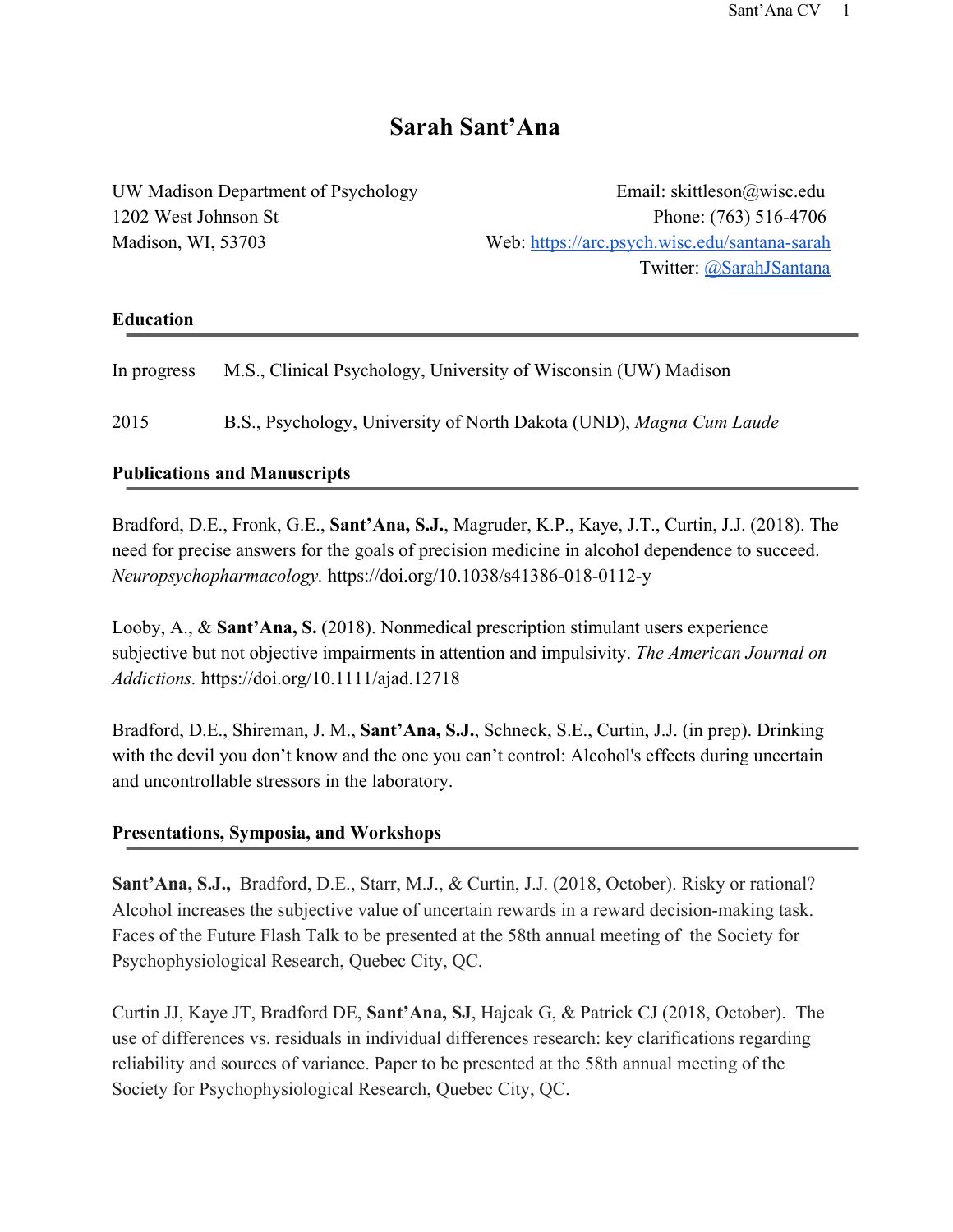# Sarah Sant'Ana

UW Madison Department of Psychology
1202 West Johnson St
Madison, WI, 53703

Email: skittleson@wisc.edu
Phone: (763) 516-4706
Web: https://arc.psych.wisc.edu/santana-sarah
Twitter: @SarahJSantana

## Education

In progress — M.S., Clinical Psychology, University of Wisconsin (UW) Madison

2015 — B.S., Psychology, University of North Dakota (UND), *Magna Cum Laude*

## Publications and Manuscripts

Bradford, D.E., Fronk, G.E., **Sant'Ana, S.J.**, Magruder, K.P., Kaye, J.T., Curtin, J.J. (2018). The need for precise answers for the goals of precision medicine in alcohol dependence to succeed. *Neuropsychopharmacology.* https://doi.org/10.1038/s41386-018-0112-y

Looby, A., & **Sant'Ana, S.** (2018). Nonmedical prescription stimulant users experience subjective but not objective impairments in attention and impulsivity. *The American Journal on Addictions.* https://doi.org/10.1111/ajad.12718

Bradford, D.E., Shireman, J. M., **Sant'Ana, S.J.**, Schneck, S.E., Curtin, J.J. (in prep). Drinking with the devil you don't know and the one you can't control: Alcohol's effects during uncertain and uncontrollable stressors in the laboratory.

## Presentations, Symposia, and Workshops

**Sant'Ana, S.J.,** Bradford, D.E., Starr, M.J., & Curtin, J.J. (2018, October). Risky or rational? Alcohol increases the subjective value of uncertain rewards in a reward decision-making task. Faces of the Future Flash Talk to be presented at the 58th annual meeting of the Society for Psychophysiological Research, Quebec City, QC.

Curtin JJ, Kaye JT, Bradford DE, **Sant'Ana, SJ**, Hajcak G, & Patrick CJ (2018, October). The use of differences vs. residuals in individual differences research: key clarifications regarding reliability and sources of variance. Paper to be presented at the 58th annual meeting of the Society for Psychophysiological Research, Quebec City, QC.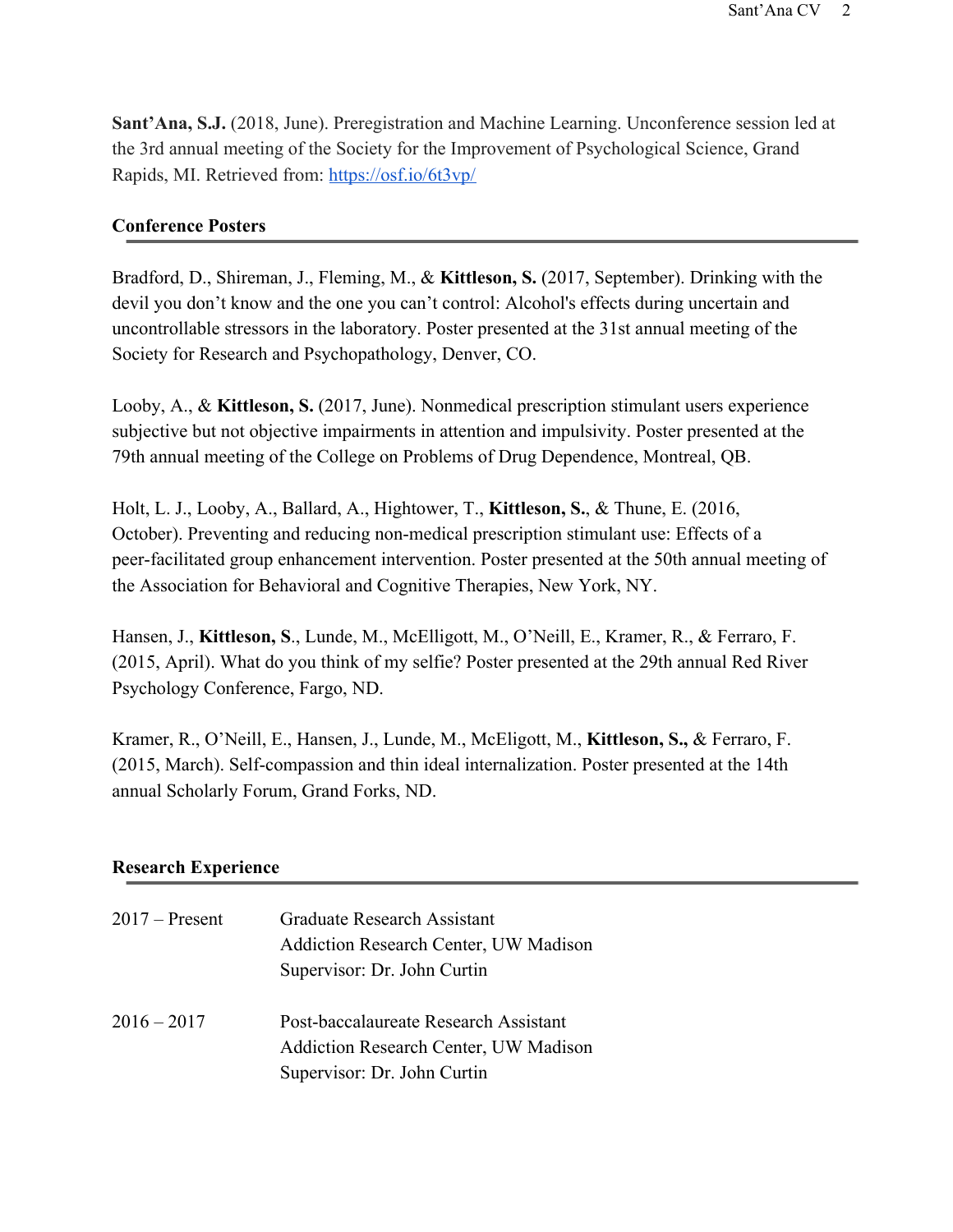**Sant'Ana, S.J.** (2018, June). Preregistration and Machine Learning. Unconference session led at the 3rd annual meeting of the Society for the Improvement of Psychological Science, Grand Rapids, MI. Retrieved from: [https://osf.io/6t3vp/](https://osf.io/6t3vp/)

## Conference Posters

Bradford, D., Shireman, J., Fleming, M., & **Kittleson, S.** (2017, September). Drinking with the devil you don't know and the one you can't control: Alcohol's effects during uncertain and uncontrollable stressors in the laboratory. Poster presented at the 31st annual meeting of the Society for Research and Psychopathology, Denver, CO.

Looby, A., & **Kittleson, S.** (2017, June). Nonmedical prescription stimulant users experience subjective but not objective impairments in attention and impulsivity. Poster presented at the 79th annual meeting of the College on Problems of Drug Dependence, Montreal, QB.

Holt, L. J., Looby, A., Ballard, A., Hightower, T., **Kittleson, S.**, & Thune, E. (2016, October). Preventing and reducing non-medical prescription stimulant use: Effects of a peer-facilitated group enhancement intervention. Poster presented at the 50th annual meeting of the Association for Behavioral and Cognitive Therapies, New York, NY.

Hansen, J., **Kittleson, S**., Lunde, M., McElligott, M., O'Neill, E., Kramer, R., & Ferraro, F. (2015, April). What do you think of my selfie? Poster presented at the 29th annual Red River Psychology Conference, Fargo, ND.

Kramer, R., O'Neill, E., Hansen, J., Lunde, M., McEligott, M., **Kittleson, S.,** & Ferraro, F. (2015, March). Self-compassion and thin ideal internalization. Poster presented at the 14th annual Scholarly Forum, Grand Forks, ND.

## Research Experience

2017 – Present — Graduate Research Assistant
Addiction Research Center, UW Madison
Supervisor: Dr. John Curtin

2016 – 2017 — Post-baccalaureate Research Assistant
Addiction Research Center, UW Madison
Supervisor: Dr. John Curtin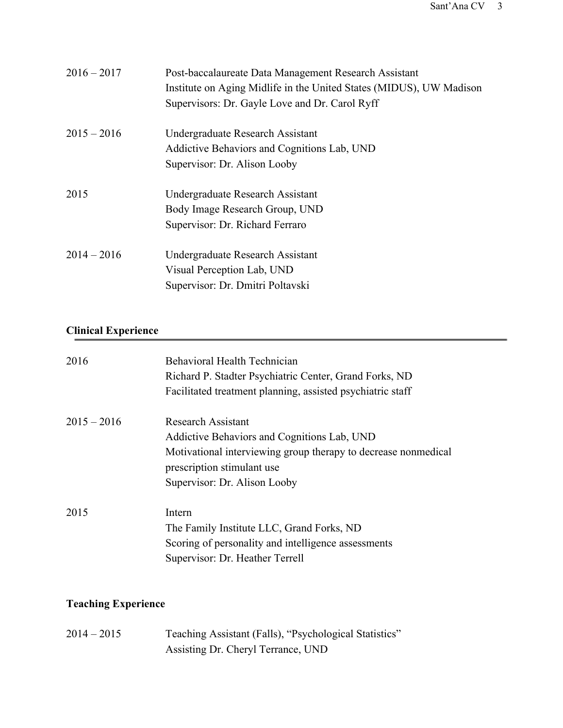2016 – 2017 Post-baccalaureate Data Management Research Assistant
Institute on Aging Midlife in the United States (MIDUS), UW Madison
Supervisors: Dr. Gayle Love and Dr. Carol Ryff

2015 – 2016 Undergraduate Research Assistant
Addictive Behaviors and Cognitions Lab, UND
Supervisor: Dr. Alison Looby

2015 Undergraduate Research Assistant
Body Image Research Group, UND
Supervisor: Dr. Richard Ferraro

2014 – 2016 Undergraduate Research Assistant
Visual Perception Lab, UND
Supervisor: Dr. Dmitri Poltavski

## Clinical Experience

2016 Behavioral Health Technician
Richard P. Stadter Psychiatric Center, Grand Forks, ND
Facilitated treatment planning, assisted psychiatric staff

2015 – 2016 Research Assistant
Addictive Behaviors and Cognitions Lab, UND
Motivational interviewing group therapy to decrease nonmedical prescription stimulant use
Supervisor: Dr. Alison Looby

2015 Intern
The Family Institute LLC, Grand Forks, ND
Scoring of personality and intelligence assessments
Supervisor: Dr. Heather Terrell

## Teaching Experience

2014 – 2015 Teaching Assistant (Falls), "Psychological Statistics"
Assisting Dr. Cheryl Terrance, UND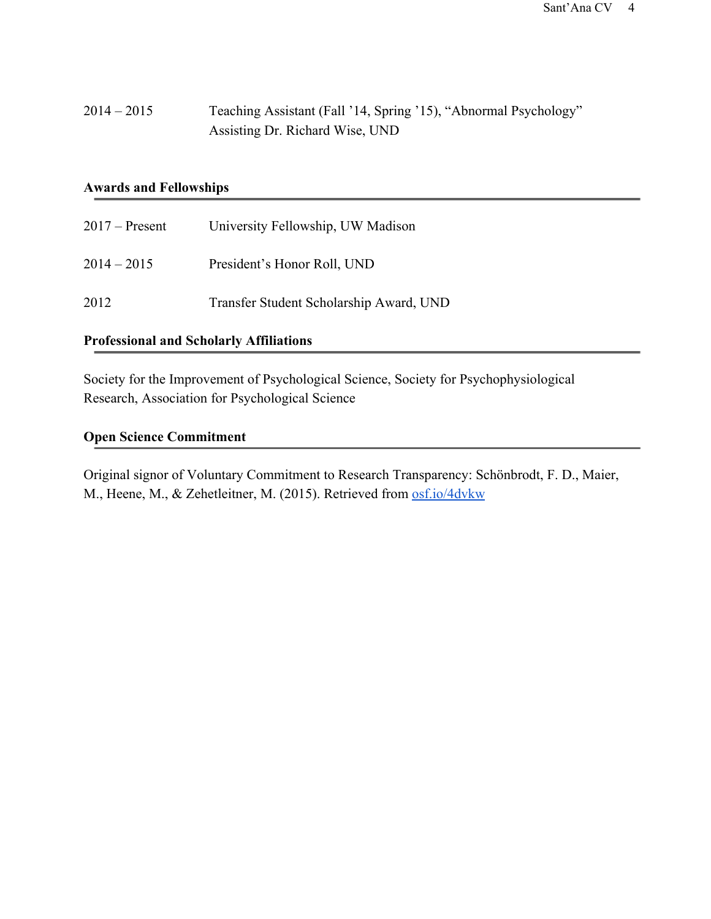| | |
|---|---|
| 2014 – 2015 | Teaching Assistant (Fall ’14, Spring ’15), “Abnormal Psychology”<br>Assisting Dr. Richard Wise, UND |

## Awards and Fellowships

| | |
|---|---|
| 2017 – Present | University Fellowship, UW Madison |
| 2014 – 2015 | President’s Honor Roll, UND |
| 2012 | Transfer Student Scholarship Award, UND |

## Professional and Scholarly Affiliations

Society for the Improvement of Psychological Science, Society for Psychophysiological Research, Association for Psychological Science

## Open Science Commitment

Original signor of Voluntary Commitment to Research Transparency: Schönbrodt, F. D., Maier, M., Heene, M., & Zehetleitner, M. (2015). Retrieved from osf.io/4dvkw